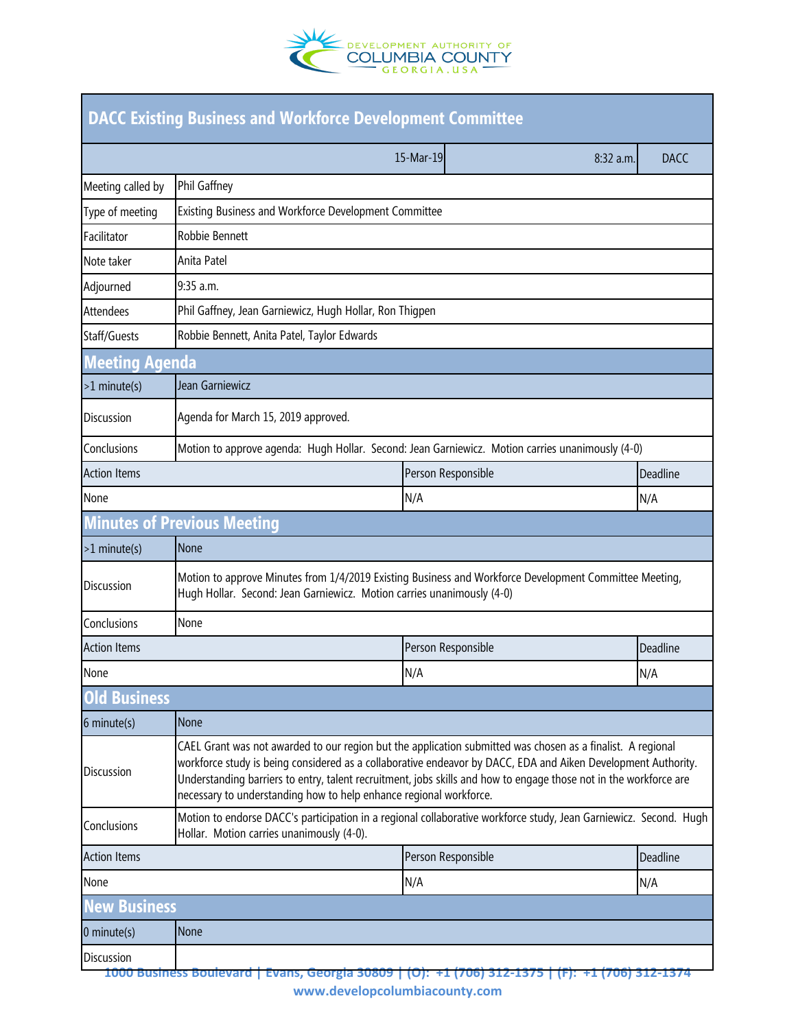DEVELOPMENT AUTHORITY OF COLUMBIA COUNTY GEORGIA.USA

# DACC Existing Business and Workforce Development Committee

| | 15-Mar-19 | 8:32 a.m. | DACC |
|---|---|---|---|
| Meeting called by | Phil Gaffney | | |
| Type of meeting | Existing Business and Workforce Development Committee | | |
| Facilitator | Robbie Bennett | | |
| Note taker | Anita Patel | | |
| Adjourned | 9:35 a.m. | | |
| Attendees | Phil Gaffney, Jean Garniewicz, Hugh Hollar, Ron Thigpen | | |
| Staff/Guests | Robbie Bennett, Anita Patel, Taylor Edwards | | |

## Meeting Agenda

| >1 minute(s) | Jean Garniewicz |
|---|---|
| Discussion | Agenda for March 15, 2019 approved. |
| Conclusions | Motion to approve agenda: Hugh Hollar. Second: Jean Garniewicz. Motion carries unanimously (4-0) |

| Action Items | Person Responsible | Deadline |
|---|---|---|
| None | N/A | N/A |

## Minutes of Previous Meeting

| >1 minute(s) | None |
|---|---|
| Discussion | Motion to approve Minutes from 1/4/2019 Existing Business and Workforce Development Committee Meeting, Hugh Hollar. Second: Jean Garniewicz. Motion carries unanimously (4-0) |
| Conclusions | None |

| Action Items | Person Responsible | Deadline |
|---|---|---|
| None | N/A | N/A |

## Old Business

| 6 minute(s) | None |
|---|---|
| Discussion | CAEL Grant was not awarded to our region but the application submitted was chosen as a finalist. A regional workforce study is being considered as a collaborative endeavor by DACC, EDA and Aiken Development Authority. Understanding barriers to entry, talent recruitment, jobs skills and how to engage those not in the workforce are necessary to understanding how to help enhance regional workforce. |
| Conclusions | Motion to endorse DACC's participation in a regional collaborative workforce study, Jean Garniewicz. Second. Hugh Hollar. Motion carries unanimously (4-0). |

| Action Items | Person Responsible | Deadline |
|---|---|---|
| None | N/A | N/A |

## New Business

| 0 minute(s) | None |
|---|---|
| Discussion | |

1000 Business Boulevard | Evans, Georgia 30809 | (O): +1 (706) 312-1375 | (F): +1 (706) 312-1374
www.developcolumbiacounty.com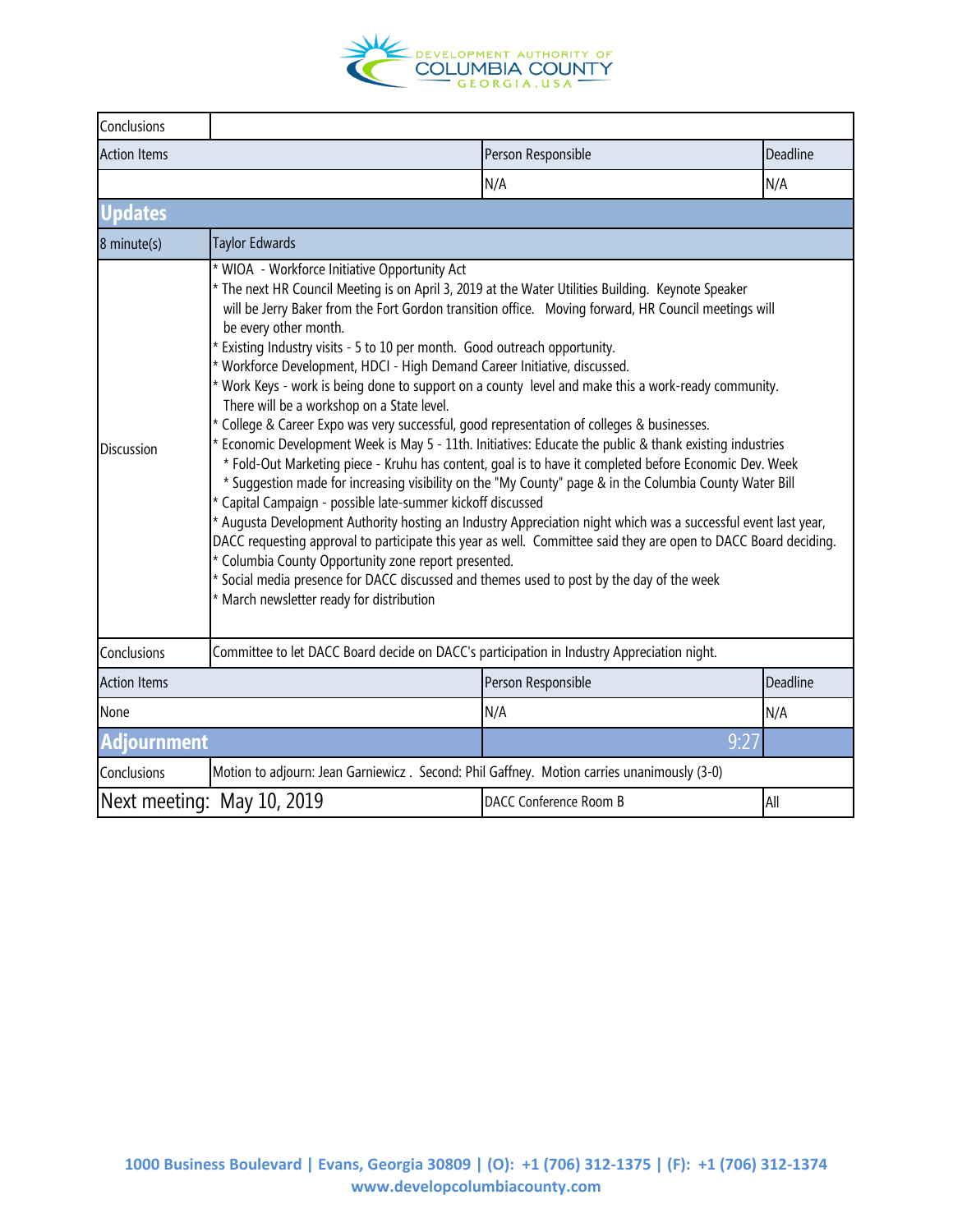| | | | |
|---|---|---|---|
| Conclusions | | | |
| Action Items | | Person Responsible | Deadline |
| | | N/A | N/A |
| **Updates** | | | |
| 8 minute(s) | Taylor Edwards | | |
| Discussion | * WIOA - Workforce Initiative Opportunity Act<br>* The next HR Council Meeting is on April 3, 2019 at the Water Utilities Building. Keynote Speaker will be Jerry Baker from the Fort Gordon transition office. Moving forward, HR Council meetings will be every other month.<br>* Existing Industry visits - 5 to 10 per month. Good outreach opportunity.<br>* Workforce Development, HDCI - High Demand Career Initiative, discussed.<br>* Work Keys - work is being done to support on a county level and make this a work-ready community. There will be a workshop on a State level.<br>* College & Career Expo was very successful, good representation of colleges & businesses.<br>* Economic Development Week is May 5 - 11th. Initiatives: Educate the public & thank existing industries<br>  * Fold-Out Marketing piece - Kruhu has content, goal is to have it completed before Economic Dev. Week<br>  * Suggestion made for increasing visibility on the "My County" page & in the Columbia County Water Bill<br>* Capital Campaign - possible late-summer kickoff discussed<br>* Augusta Development Authority hosting an Industry Appreciation night which was a successful event last year, DACC requesting approval to participate this year as well. Committee said they are open to DACC Board deciding.<br>* Columbia County Opportunity zone report presented.<br>* Social media presence for DACC discussed and themes used to post by the day of the week<br>* March newsletter ready for distribution | | |
| Conclusions | Committee to let DACC Board decide on DACC's participation in Industry Appreciation night. | | |
| Action Items | | Person Responsible | Deadline |
| None | | N/A | N/A |
| **Adjournment** | | 9:27 | |
| Conclusions | Motion to adjourn: Jean Garniewicz . Second: Phil Gaffney. Motion carries unanimously (3-0) | | |
| Next meeting: May 10, 2019 | | DACC Conference Room B | All |

1000 Business Boulevard | Evans, Georgia 30809 | (O): +1 (706) 312-1375 | (F): +1 (706) 312-1374
www.developcolumbiacounty.com